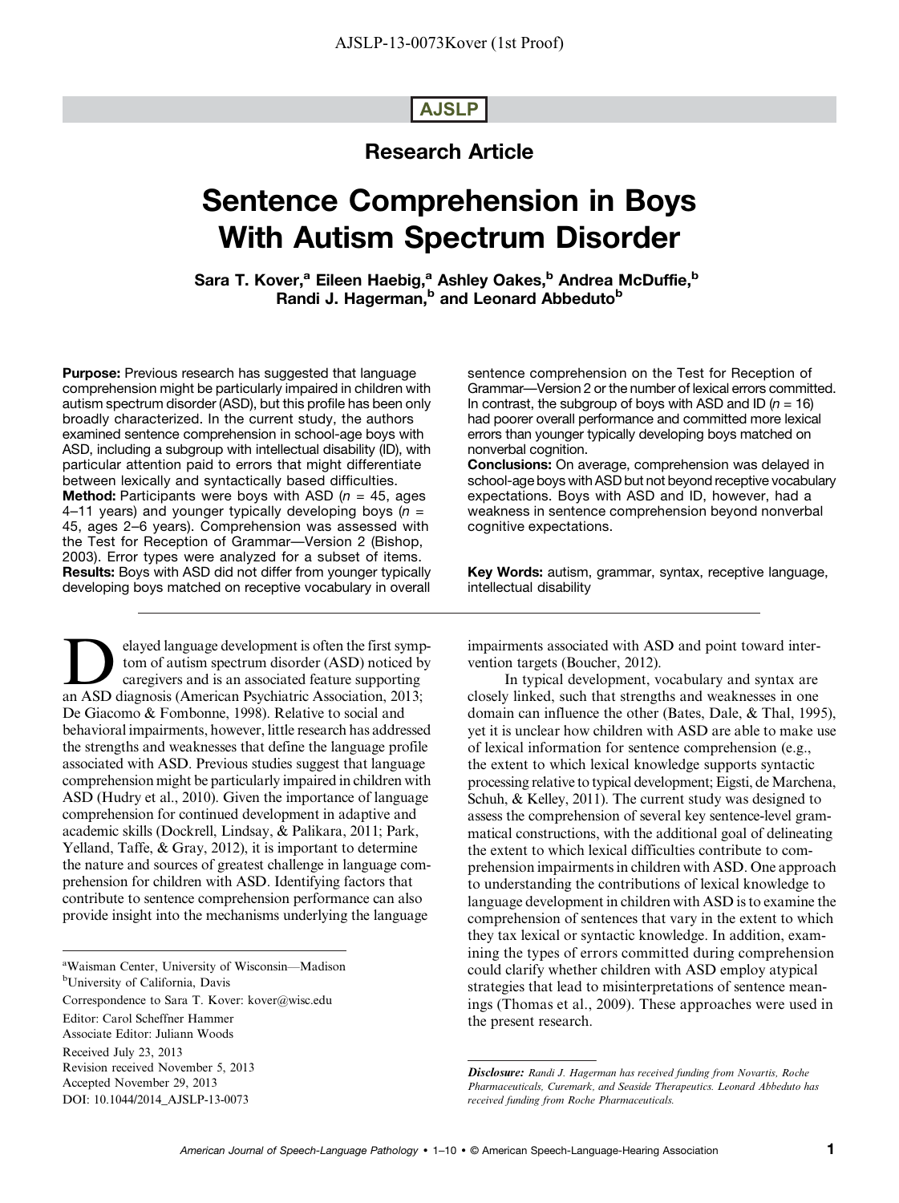AJSLP-13-0073Kover (1st Proof)

**AJSLP**

## Research Article

# Sentence Comprehension in Boys With Autism Spectrum Disorder

**Sara T. Kover,[a] Eileen Haebig,[a] Ashley Oakes,[b] Andrea McDuffie,[b] Randi J. Hagerman,[b] and Leonard Abbeduto[b]**

**Purpose:** Previous research has suggested that language comprehension might be particularly impaired in children with autism spectrum disorder (ASD), but this profile has been only broadly characterized. In the current study, the authors examined sentence comprehension in school-age boys with ASD, including a subgroup with intellectual disability (ID), with particular attention paid to errors that might differentiate between lexically and syntactically based difficulties.

**Method:** Participants were boys with ASD ($n$ = 45, ages 4–11 years) and younger typically developing boys ($n$ = 45, ages 2–6 years). Comprehension was assessed with the Test for Reception of Grammar—Version 2 (Bishop, 2003). Error types were analyzed for a subset of items.

**Results:** Boys with ASD did not differ from younger typically developing boys matched on receptive vocabulary in overall sentence comprehension on the Test for Reception of Grammar—Version 2 or the number of lexical errors committed. In contrast, the subgroup of boys with ASD and ID ($n$ = 16) had poorer overall performance and committed more lexical errors than younger typically developing boys matched on nonverbal cognition.

**Conclusions:** On average, comprehension was delayed in school-age boys with ASD but not beyond receptive vocabulary expectations. Boys with ASD and ID, however, had a weakness in sentence comprehension beyond nonverbal cognitive expectations.

**Key Words:** autism, grammar, syntax, receptive language, intellectual disability

Delayed language development is often the first symptom of autism spectrum disorder (ASD) noticed by caregivers and is an associated feature supporting an ASD diagnosis (American Psychiatric Association, 2013; De Giacomo & Fombonne, 1998). Relative to social and behavioral impairments, however, little research has addressed the strengths and weaknesses that define the language profile associated with ASD. Previous studies suggest that language comprehension might be particularly impaired in children with ASD (Hudry et al., 2010). Given the importance of language comprehension for continued development in adaptive and academic skills (Dockrell, Lindsay, & Palikara, 2011; Park, Yelland, Taffe, & Gray, 2012), it is important to determine the nature and sources of greatest challenge in language comprehension for children with ASD. Identifying factors that contribute to sentence comprehension performance can also provide insight into the mechanisms underlying the language impairments associated with ASD and point toward intervention targets (Boucher, 2012).

In typical development, vocabulary and syntax are closely linked, such that strengths and weaknesses in one domain can influence the other (Bates, Dale, & Thal, 1995), yet it is unclear how children with ASD are able to make use of lexical information for sentence comprehension (e.g., the extent to which lexical knowledge supports syntactic processing relative to typical development; Eigsti, de Marchena, Schuh, & Kelley, 2011). The current study was designed to assess the comprehension of several key sentence-level grammatical constructions, with the additional goal of delineating the extent to which lexical difficulties contribute to comprehension impairments in children with ASD. One approach to understanding the contributions of lexical knowledge to language development in children with ASD is to examine the comprehension of sentences that vary in the extent to which they tax lexical or syntactic knowledge. In addition, examining the types of errors committed during comprehension could clarify whether children with ASD employ atypical strategies that lead to misinterpretations of sentence meanings (Thomas et al., 2009). These approaches were used in the present research.

[a]Waisman Center, University of Wisconsin—Madison
[b]University of California, Davis

Correspondence to Sara T. Kover: kover@wisc.edu

Editor: Carol Scheffner Hammer
Associate Editor: Juliann Woods

Received July 23, 2013
Revision received November 5, 2013
Accepted November 29, 2013
DOI: 10.1044/2014_AJSLP-13-0073

*Disclosure: Randi J. Hagerman has received funding from Novartis, Roche Pharmaceuticals, Curemark, and Seaside Therapeutics. Leonard Abbeduto has received funding from Roche Pharmaceuticals.*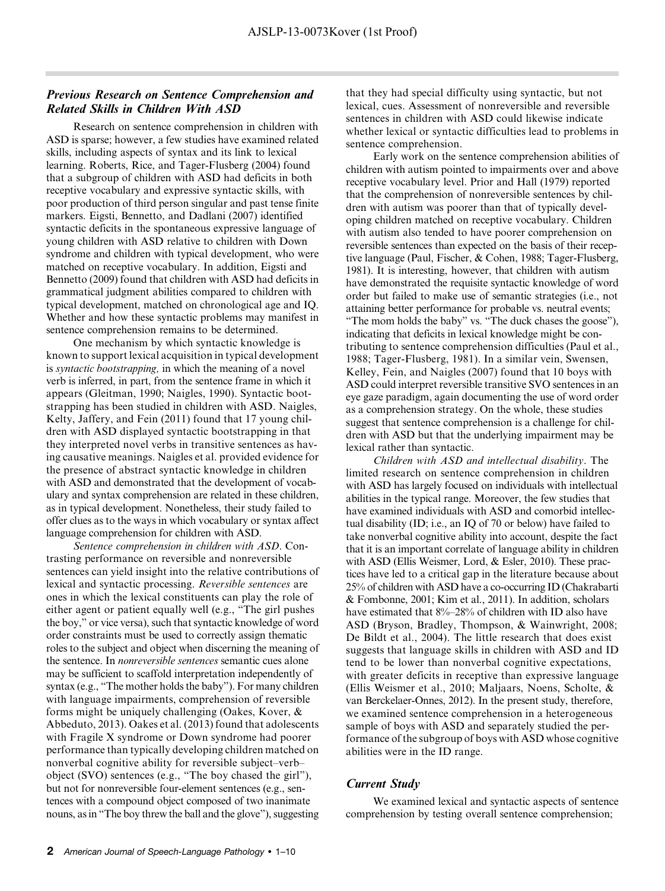## *Previous Research on Sentence Comprehension and Related Skills in Children With ASD*

Research on sentence comprehension in children with ASD is sparse; however, a few studies have examined related skills, including aspects of syntax and its link to lexical learning. Roberts, Rice, and Tager-Flusberg (2004) found that a subgroup of children with ASD had deficits in both receptive vocabulary and expressive syntactic skills, with poor production of third person singular and past tense finite markers. Eigsti, Bennetto, and Dadlani (2007) identified syntactic deficits in the spontaneous expressive language of young children with ASD relative to children with Down syndrome and children with typical development, who were matched on receptive vocabulary. In addition, Eigsti and Bennetto (2009) found that children with ASD had deficits in grammatical judgment abilities compared to children with typical development, matched on chronological age and IQ. Whether and how these syntactic problems may manifest in sentence comprehension remains to be determined.

One mechanism by which syntactic knowledge is known to support lexical acquisition in typical development is *syntactic bootstrapping,* in which the meaning of a novel verb is inferred, in part, from the sentence frame in which it appears (Gleitman, 1990; Naigles, 1990). Syntactic bootstrapping has been studied in children with ASD. Naigles, Kelty, Jaffery, and Fein (2011) found that 17 young children with ASD displayed syntactic bootstrapping in that they interpreted novel verbs in transitive sentences as having causative meanings. Naigles et al. provided evidence for the presence of abstract syntactic knowledge in children with ASD and demonstrated that the development of vocabulary and syntax comprehension are related in these children, as in typical development. Nonetheless, their study failed to offer clues as to the ways in which vocabulary or syntax affect language comprehension for children with ASD.

*Sentence comprehension in children with ASD*. Contrasting performance on reversible and nonreversible sentences can yield insight into the relative contributions of lexical and syntactic processing. *Reversible sentences* are ones in which the lexical constituents can play the role of either agent or patient equally well (e.g., "The girl pushes the boy," or vice versa), such that syntactic knowledge of word order constraints must be used to correctly assign thematic roles to the subject and object when discerning the meaning of the sentence. In *nonreversible sentences* semantic cues alone may be sufficient to scaffold interpretation independently of syntax (e.g., "The mother holds the baby"). For many children with language impairments, comprehension of reversible forms might be uniquely challenging (Oakes, Kover, & Abbeduto, 2013). Oakes et al. (2013) found that adolescents with Fragile X syndrome or Down syndrome had poorer performance than typically developing children matched on nonverbal cognitive ability for reversible subject–verb–object (SVO) sentences (e.g., "The boy chased the girl"), but not for nonreversible four-element sentences (e.g., sentences with a compound object composed of two inanimate nouns, as in "The boy threw the ball and the glove"), suggesting that they had special difficulty using syntactic, but not lexical, cues. Assessment of nonreversible and reversible sentences in children with ASD could likewise indicate whether lexical or syntactic difficulties lead to problems in sentence comprehension.

Early work on the sentence comprehension abilities of children with autism pointed to impairments over and above receptive vocabulary level. Prior and Hall (1979) reported that the comprehension of nonreversible sentences by children with autism was poorer than that of typically developing children matched on receptive vocabulary. Children with autism also tended to have poorer comprehension on reversible sentences than expected on the basis of their receptive language (Paul, Fischer, & Cohen, 1988; Tager-Flusberg, 1981). It is interesting, however, that children with autism have demonstrated the requisite syntactic knowledge of word order but failed to make use of semantic strategies (i.e., not attaining better performance for probable vs. neutral events; "The mom holds the baby" vs. "The duck chases the goose"), indicating that deficits in lexical knowledge might be contributing to sentence comprehension difficulties (Paul et al., 1988; Tager-Flusberg, 1981). In a similar vein, Swensen, Kelley, Fein, and Naigles (2007) found that 10 boys with ASD could interpret reversible transitive SVO sentences in an eye gaze paradigm, again documenting the use of word order as a comprehension strategy. On the whole, these studies suggest that sentence comprehension is a challenge for children with ASD but that the underlying impairment may be lexical rather than syntactic.

*Children with ASD and intellectual disability*. The limited research on sentence comprehension in children with ASD has largely focused on individuals with intellectual abilities in the typical range. Moreover, the few studies that have examined individuals with ASD and comorbid intellectual disability (ID; i.e., an IQ of 70 or below) have failed to take nonverbal cognitive ability into account, despite the fact that it is an important correlate of language ability in children with ASD (Ellis Weismer, Lord, & Esler, 2010). These practices have led to a critical gap in the literature because about 25% of children with ASD have a co-occurring ID (Chakrabarti & Fombonne, 2001; Kim et al., 2011). In addition, scholars have estimated that 8%–28% of children with ID also have ASD (Bryson, Bradley, Thompson, & Wainwright, 2008; De Bildt et al., 2004). The little research that does exist suggests that language skills in children with ASD and ID tend to be lower than nonverbal cognitive expectations, with greater deficits in receptive than expressive language (Ellis Weismer et al., 2010; Maljaars, Noens, Scholte, & van Berckelaer-Onnes, 2012). In the present study, therefore, we examined sentence comprehension in a heterogeneous sample of boys with ASD and separately studied the performance of the subgroup of boys with ASD whose cognitive abilities were in the ID range.

## *Current Study*

We examined lexical and syntactic aspects of sentence comprehension by testing overall sentence comprehension;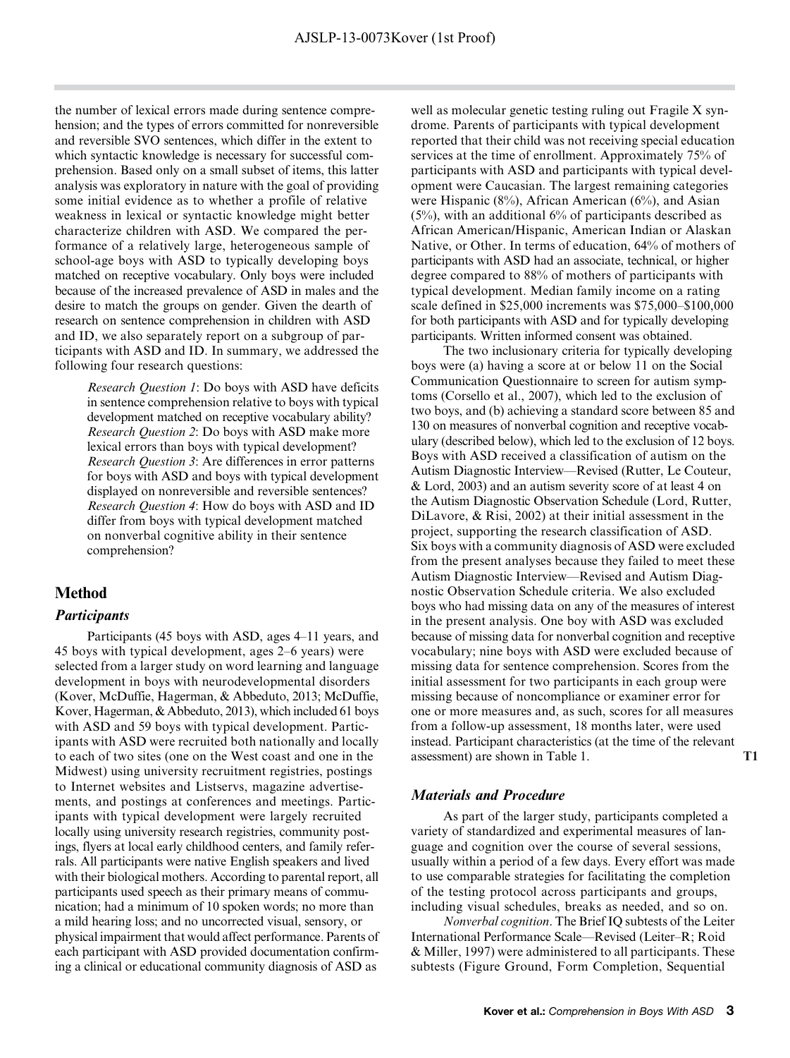the number of lexical errors made during sentence comprehension; and the types of errors committed for nonreversible and reversible SVO sentences, which differ in the extent to which syntactic knowledge is necessary for successful comprehension. Based only on a small subset of items, this latter analysis was exploratory in nature with the goal of providing some initial evidence as to whether a profile of relative weakness in lexical or syntactic knowledge might better characterize children with ASD. We compared the performance of a relatively large, heterogeneous sample of school-age boys with ASD to typically developing boys matched on receptive vocabulary. Only boys were included because of the increased prevalence of ASD in males and the desire to match the groups on gender. Given the dearth of research on sentence comprehension in children with ASD and ID, we also separately report on a subgroup of participants with ASD and ID. In summary, we addressed the following four research questions:

> *Research Question 1*: Do boys with ASD have deficits in sentence comprehension relative to boys with typical development matched on receptive vocabulary ability?
> *Research Question 2*: Do boys with ASD make more lexical errors than boys with typical development?
> *Research Question 3*: Are differences in error patterns for boys with ASD and boys with typical development displayed on nonreversible and reversible sentences?
> *Research Question 4*: How do boys with ASD and ID differ from boys with typical development matched on nonverbal cognitive ability in their sentence comprehension?

## Method

### Participants

Participants (45 boys with ASD, ages 4–11 years, and 45 boys with typical development, ages 2–6 years) were selected from a larger study on word learning and language development in boys with neurodevelopmental disorders (Kover, McDuffie, Hagerman, & Abbeduto, 2013; McDuffie, Kover, Hagerman, & Abbeduto, 2013), which included 61 boys with ASD and 59 boys with typical development. Participants with ASD were recruited both nationally and locally to each of two sites (one on the West coast and one in the Midwest) using university recruitment registries, postings to Internet websites and Listservs, magazine advertisements, and postings at conferences and meetings. Participants with typical development were largely recruited locally using university research registries, community postings, flyers at local early childhood centers, and family referrals. All participants were native English speakers and lived with their biological mothers. According to parental report, all participants used speech as their primary means of communication; had a minimum of 10 spoken words; no more than a mild hearing loss; and no uncorrected visual, sensory, or physical impairment that would affect performance. Parents of each participant with ASD provided documentation confirming a clinical or educational community diagnosis of ASD as well as molecular genetic testing ruling out Fragile X syndrome. Parents of participants with typical development reported that their child was not receiving special education services at the time of enrollment. Approximately 75% of participants with ASD and participants with typical development were Caucasian. The largest remaining categories were Hispanic (8%), African American (6%), and Asian (5%), with an additional 6% of participants described as African American/Hispanic, American Indian or Alaskan Native, or Other. In terms of education, 64% of mothers of participants with ASD had an associate, technical, or higher degree compared to 88% of mothers of participants with typical development. Median family income on a rating scale defined in \$25,000 increments was \$75,000–\$100,000 for both participants with ASD and for typically developing participants. Written informed consent was obtained.

The two inclusionary criteria for typically developing boys were (a) having a score at or below 11 on the Social Communication Questionnaire to screen for autism symptoms (Corsello et al., 2007), which led to the exclusion of two boys, and (b) achieving a standard score between 85 and 130 on measures of nonverbal cognition and receptive vocabulary (described below), which led to the exclusion of 12 boys. Boys with ASD received a classification of autism on the Autism Diagnostic Interview—Revised (Rutter, Le Couteur, & Lord, 2003) and an autism severity score of at least 4 on the Autism Diagnostic Observation Schedule (Lord, Rutter, DiLavore, & Risi, 2002) at their initial assessment in the project, supporting the research classification of ASD. Six boys with a community diagnosis of ASD were excluded from the present analyses because they failed to meet these Autism Diagnostic Interview—Revised and Autism Diagnostic Observation Schedule criteria. We also excluded boys who had missing data on any of the measures of interest in the present analysis. One boy with ASD was excluded because of missing data for nonverbal cognition and receptive vocabulary; nine boys with ASD were excluded because of missing data for sentence comprehension. Scores from the initial assessment for two participants in each group were missing because of noncompliance or examiner error for one or more measures and, as such, scores for all measures from a follow-up assessment, 18 months later, were used instead. Participant characteristics (at the time of the relevant assessment) are shown in Table 1.

### Materials and Procedure

As part of the larger study, participants completed a variety of standardized and experimental measures of language and cognition over the course of several sessions, usually within a period of a few days. Every effort was made to use comparable strategies for facilitating the completion of the testing protocol across participants and groups, including visual schedules, breaks as needed, and so on.

*Nonverbal cognition*. The Brief IQ subtests of the Leiter International Performance Scale—Revised (Leiter–R; Roid & Miller, 1997) were administered to all participants. These subtests (Figure Ground, Form Completion, Sequential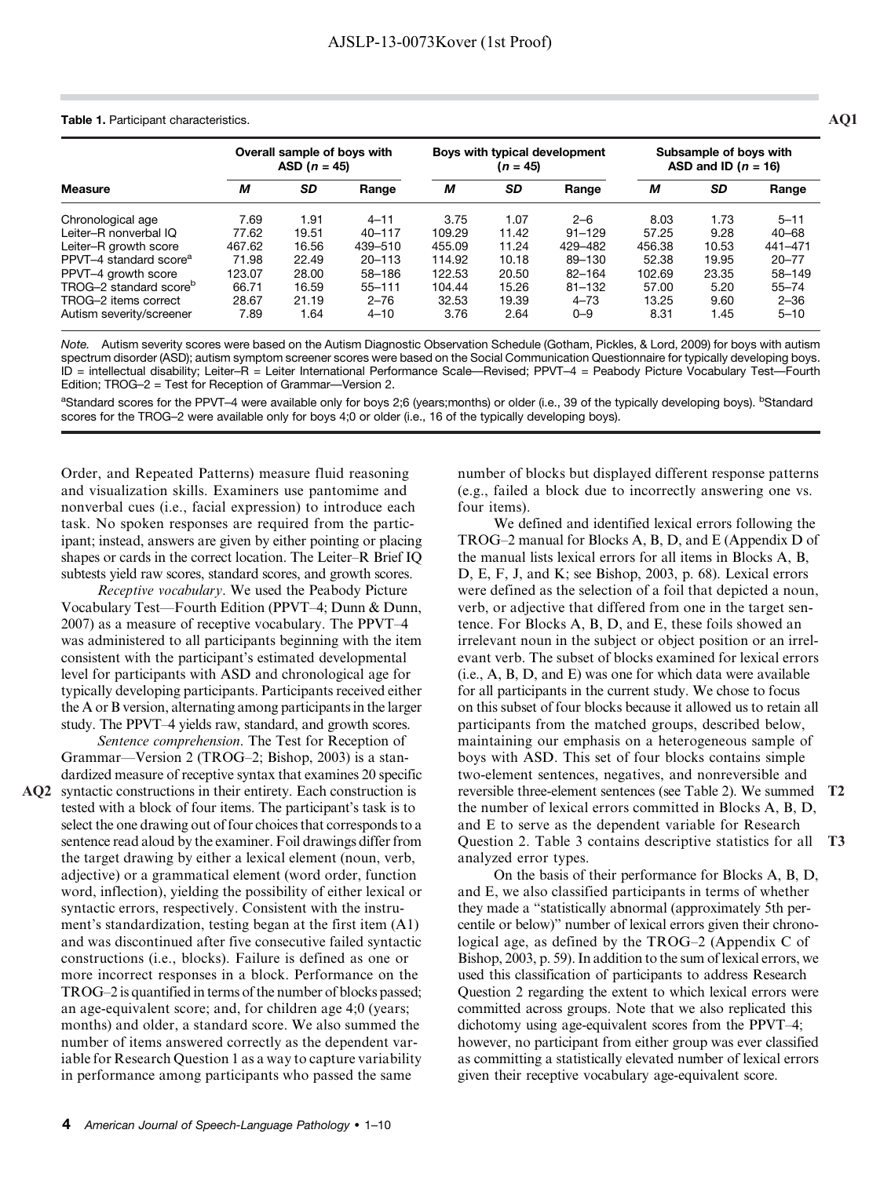**Table 1.** Participant characteristics.

| Measure | Overall sample of boys with ASD ($n$ = 45) | | | Boys with typical development ($n$ = 45) | | | Subsample of boys with ASD and ID ($n$ = 16) | | |
|---|---|---|---|---|---|---|---|---|---|
| | *M* | *SD* | Range | *M* | *SD* | Range | *M* | *SD* | Range |
| Chronological age | 7.69 | 1.91 | 4–11 | 3.75 | 1.07 | 2–6 | 8.03 | 1.73 | 5–11 |
| Leiter–R nonverbal IQ | 77.62 | 19.51 | 40–117 | 109.29 | 11.42 | 91–129 | 57.25 | 9.28 | 40–68 |
| Leiter–R growth score | 467.62 | 16.56 | 439–510 | 455.09 | 11.24 | 429–482 | 456.38 | 10.53 | 441–471 |
| PPVT–4 standard score[a] | 71.98 | 22.49 | 20–113 | 114.92 | 10.18 | 89–130 | 52.38 | 19.95 | 20–77 |
| PPVT–4 growth score | 123.07 | 28.00 | 58–186 | 122.53 | 20.50 | 82–164 | 102.69 | 23.35 | 58–149 |
| TROG–2 standard score[b] | 66.71 | 16.59 | 55–111 | 104.44 | 15.26 | 81–132 | 57.00 | 5.20 | 55–74 |
| TROG–2 items correct | 28.67 | 21.19 | 2–76 | 32.53 | 19.39 | 4–73 | 13.25 | 9.60 | 2–36 |
| Autism severity/screener | 7.89 | 1.64 | 4–10 | 3.76 | 2.64 | 0–9 | 8.31 | 1.45 | 5–10 |

*Note.* Autism severity scores were based on the Autism Diagnostic Observation Schedule (Gotham, Pickles, & Lord, 2009) for boys with autism spectrum disorder (ASD); autism symptom screener scores were based on the Social Communication Questionnaire for typically developing boys. ID = intellectual disability; Leiter–R = Leiter International Performance Scale—Revised; PPVT–4 = Peabody Picture Vocabulary Test—Fourth Edition; TROG–2 = Test for Reception of Grammar—Version 2.

[a]Standard scores for the PPVT–4 were available only for boys 2;6 (years;months) or older (i.e., 39 of the typically developing boys). [b]Standard scores for the TROG–2 were available only for boys 4;0 or older (i.e., 16 of the typically developing boys).

Order, and Repeated Patterns) measure fluid reasoning and visualization skills. Examiners use pantomime and nonverbal cues (i.e., facial expression) to introduce each task. No spoken responses are required from the participant; instead, answers are given by either pointing or placing shapes or cards in the correct location. The Leiter–R Brief IQ subtests yield raw scores, standard scores, and growth scores.

*Receptive vocabulary*. We used the Peabody Picture Vocabulary Test—Fourth Edition (PPVT–4; Dunn & Dunn, 2007) as a measure of receptive vocabulary. The PPVT–4 was administered to all participants beginning with the item consistent with the participant's estimated developmental level for participants with ASD and chronological age for typically developing participants. Participants received either the A or B version, alternating among participants in the larger study. The PPVT–4 yields raw, standard, and growth scores.

*Sentence comprehension*. The Test for Reception of Grammar—Version 2 (TROG–2; Bishop, 2003) is a standardized measure of receptive syntax that examines 20 specific syntactic constructions in their entirety. Each construction is tested with a block of four items. The participant's task is to select the one drawing out of four choices that corresponds to a sentence read aloud by the examiner. Foil drawings differ from the target drawing by either a lexical element (noun, verb, adjective) or a grammatical element (word order, function word, inflection), yielding the possibility of either lexical or syntactic errors, respectively. Consistent with the instrument's standardization, testing began at the first item (A1) and was discontinued after five consecutive failed syntactic constructions (i.e., blocks). Failure is defined as one or more incorrect responses in a block. Performance on the TROG–2 is quantified in terms of the number of blocks passed; an age-equivalent score; and, for children age 4;0 (years; months) and older, a standard score. We also summed the number of items answered correctly as the dependent variable for Research Question 1 as a way to capture variability in performance among participants who passed the same number of blocks but displayed different response patterns (e.g., failed a block due to incorrectly answering one vs. four items).

We defined and identified lexical errors following the TROG–2 manual for Blocks A, B, D, and E (Appendix D of the manual lists lexical errors for all items in Blocks A, B, D, E, F, J, and K; see Bishop, 2003, p. 68). Lexical errors were defined as the selection of a foil that depicted a noun, verb, or adjective that differed from one in the target sentence. For Blocks A, B, D, and E, these foils showed an irrelevant noun in the subject or object position or an irrelevant verb. The subset of blocks examined for lexical errors (i.e., A, B, D, and E) was one for which data were available for all participants in the current study. We chose to focus on this subset of four blocks because it allowed us to retain all participants from the matched groups, described below, maintaining our emphasis on a heterogeneous sample of boys with ASD. This set of four blocks contains simple two-element sentences, negatives, and nonreversible and reversible three-element sentences (see Table 2). We summed the number of lexical errors committed in Blocks A, B, D, and E to serve as the dependent variable for Research Question 2. Table 3 contains descriptive statistics for all analyzed error types.

On the basis of their performance for Blocks A, B, D, and E, we also classified participants in terms of whether they made a "statistically abnormal (approximately 5th percentile or below)" number of lexical errors given their chronological age, as defined by the TROG–2 (Appendix C of Bishop, 2003, p. 59). In addition to the sum of lexical errors, we used this classification of participants to address Research Question 2 regarding the extent to which lexical errors were committed across groups. Note that we also replicated this dichotomy using age-equivalent scores from the PPVT–4; however, no participant from either group was ever classified as committing a statistically elevated number of lexical errors given their receptive vocabulary age-equivalent score.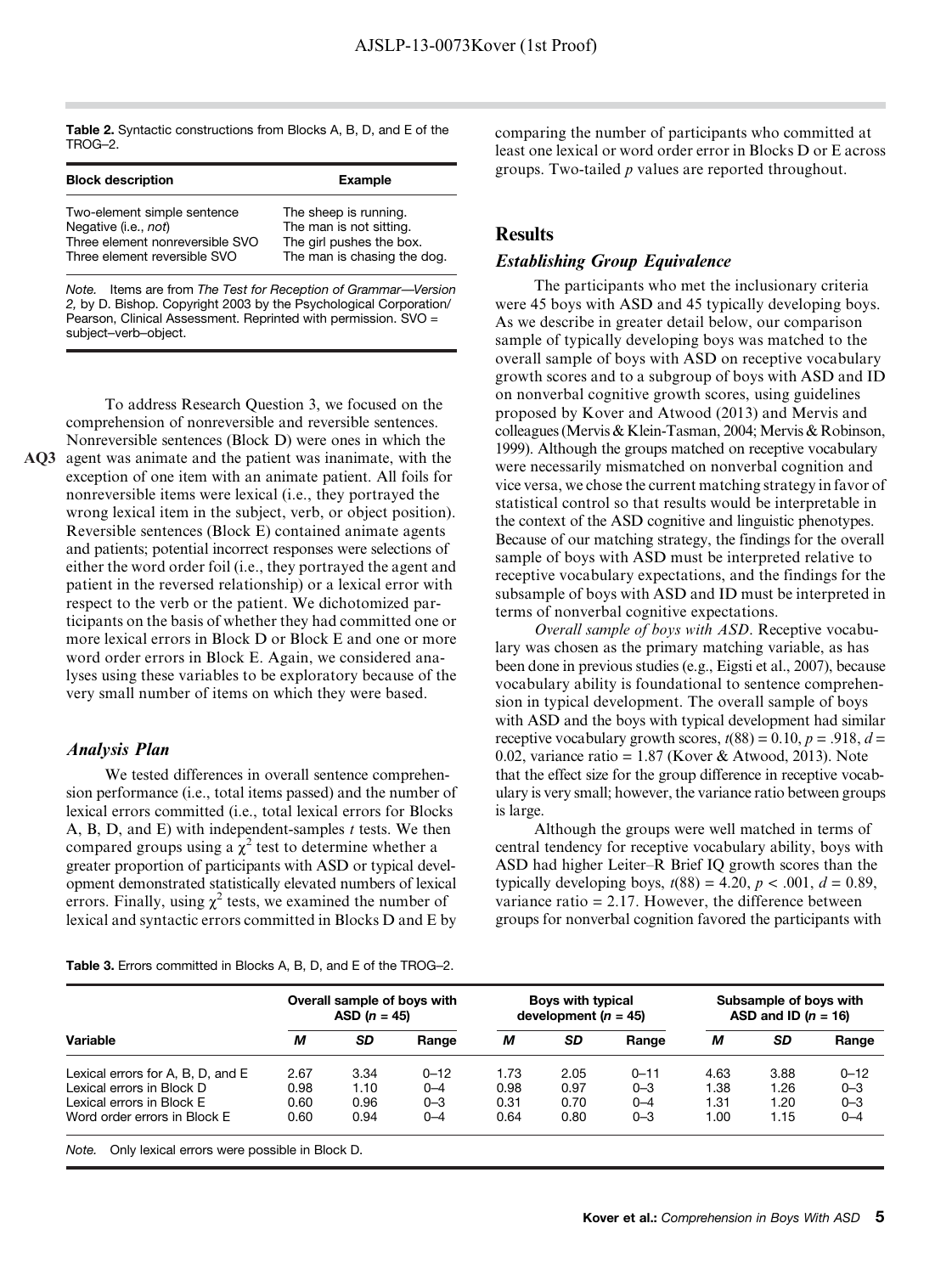**Table 2.** Syntactic constructions from Blocks A, B, D, and E of the TROG–2.

| Block description | Example |
|---|---|
| Two-element simple sentence | The sheep is running. |
| Negative (i.e., *not*) | The man is not sitting. |
| Three element nonreversible SVO | The girl pushes the box. |
| Three element reversible SVO | The man is chasing the dog. |

*Note.* Items are from *The Test for Reception of Grammar—Version 2,* by D. Bishop. Copyright 2003 by the Psychological Corporation/ Pearson, Clinical Assessment. Reprinted with permission. SVO = subject–verb–object.

To address Research Question 3, we focused on the comprehension of nonreversible and reversible sentences. Nonreversible sentences (Block D) were ones in which the agent was animate and the patient was inanimate, with the exception of one item with an animate patient. All foils for nonreversible items were lexical (i.e., they portrayed the wrong lexical item in the subject, verb, or object position). Reversible sentences (Block E) contained animate agents and patients; potential incorrect responses were selections of either the word order foil (i.e., they portrayed the agent and patient in the reversed relationship) or a lexical error with respect to the verb or the patient. We dichotomized participants on the basis of whether they had committed one or more lexical errors in Block D or Block E and one or more word order errors in Block E. Again, we considered analyses using these variables to be exploratory because of the very small number of items on which they were based.

### Analysis Plan

We tested differences in overall sentence comprehension performance (i.e., total items passed) and the number of lexical errors committed (i.e., total lexical errors for Blocks A, B, D, and E) with independent-samples *t* tests. We then compared groups using a $\chi^2$ test to determine whether a greater proportion of participants with ASD or typical development demonstrated statistically elevated numbers of lexical errors. Finally, using $\chi^2$ tests, we examined the number of lexical and syntactic errors committed in Blocks D and E by comparing the number of participants who committed at least one lexical or word order error in Blocks D or E across groups. Two-tailed *p* values are reported throughout.

## Results

### Establishing Group Equivalence

The participants who met the inclusionary criteria were 45 boys with ASD and 45 typically developing boys. As we describe in greater detail below, our comparison sample of typically developing boys was matched to the overall sample of boys with ASD on receptive vocabulary growth scores and to a subgroup of boys with ASD and ID on nonverbal cognitive growth scores, using guidelines proposed by Kover and Atwood (2013) and Mervis and colleagues (Mervis & Klein-Tasman, 2004; Mervis & Robinson, 1999). Although the groups matched on receptive vocabulary were necessarily mismatched on nonverbal cognition and vice versa, we chose the current matching strategy in favor of statistical control so that results would be interpretable in the context of the ASD cognitive and linguistic phenotypes. Because of our matching strategy, the findings for the overall sample of boys with ASD must be interpreted relative to receptive vocabulary expectations, and the findings for the subsample of boys with ASD and ID must be interpreted in terms of nonverbal cognitive expectations.

*Overall sample of boys with ASD.* Receptive vocabulary was chosen as the primary matching variable, as has been done in previous studies (e.g., Eigsti et al., 2007), because vocabulary ability is foundational to sentence comprehension in typical development. The overall sample of boys with ASD and the boys with typical development had similar receptive vocabulary growth scores, $t(88) = 0.10$, $p = .918$, $d = 0.02$, variance ratio = 1.87 (Kover & Atwood, 2013). Note that the effect size for the group difference in receptive vocabulary is very small; however, the variance ratio between groups is large.

Although the groups were well matched in terms of central tendency for receptive vocabulary ability, boys with ASD had higher Leiter–R Brief IQ growth scores than the typically developing boys, $t(88) = 4.20$, $p < .001$, $d = 0.89$, variance ratio = 2.17. However, the difference between groups for nonverbal cognition favored the participants with

**Table 3.** Errors committed in Blocks A, B, D, and E of the TROG–2.

| Variable | Overall sample of boys with ASD ($n$ = 45) | | | Boys with typical development ($n$ = 45) | | | Subsample of boys with ASD and ID ($n$ = 16) | | |
|---|---|---|---|---|---|---|---|---|---|
| | *M* | *SD* | Range | *M* | *SD* | Range | *M* | *SD* | Range |
| Lexical errors for A, B, D, and E | 2.67 | 3.34 | 0–12 | 1.73 | 2.05 | 0–11 | 4.63 | 3.88 | 0–12 |
| Lexical errors in Block D | 0.98 | 1.10 | 0–4 | 0.98 | 0.97 | 0–3 | 1.38 | 1.26 | 0–3 |
| Lexical errors in Block E | 0.60 | 0.96 | 0–3 | 0.31 | 0.70 | 0–4 | 1.31 | 1.20 | 0–3 |
| Word order errors in Block E | 0.60 | 0.94 | 0–4 | 0.64 | 0.80 | 0–3 | 1.00 | 1.15 | 0–4 |

*Note.* Only lexical errors were possible in Block D.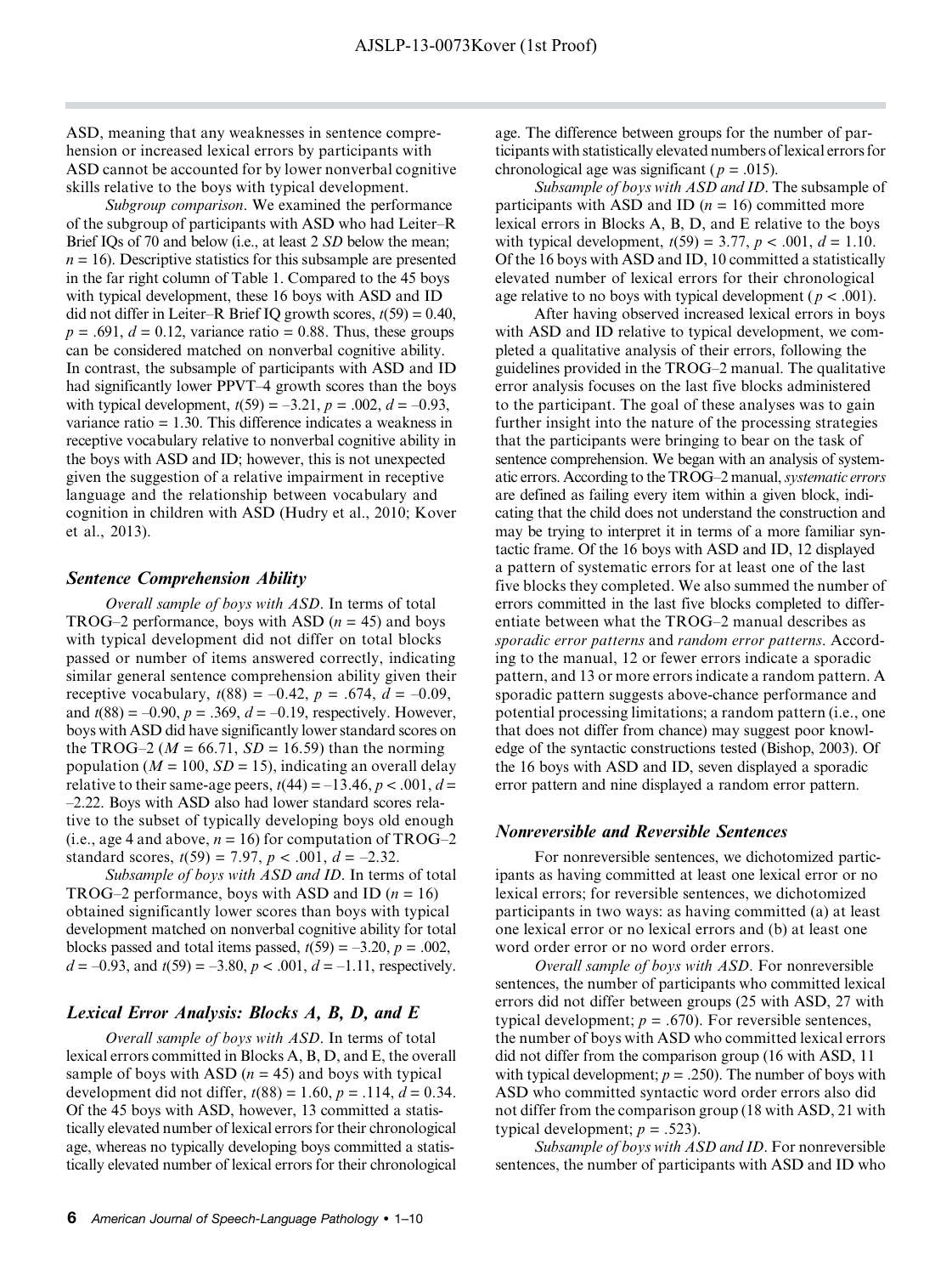ASD, meaning that any weaknesses in sentence comprehension or increased lexical errors by participants with ASD cannot be accounted for by lower nonverbal cognitive skills relative to the boys with typical development.

*Subgroup comparison*. We examined the performance of the subgroup of participants with ASD who had Leiter–R Brief IQs of 70 and below (i.e., at least 2 *SD* below the mean; $n = 16$). Descriptive statistics for this subsample are presented in the far right column of Table 1. Compared to the 45 boys with typical development, these 16 boys with ASD and ID did not differ in Leiter–R Brief IQ growth scores, $t(59) = 0.40$, $p = .691$, $d = 0.12$, variance ratio = 0.88. Thus, these groups can be considered matched on nonverbal cognitive ability. In contrast, the subsample of participants with ASD and ID had significantly lower PPVT–4 growth scores than the boys with typical development, $t(59) = -3.21$, $p = .002$, $d = -0.93$, variance ratio = 1.30. This difference indicates a weakness in receptive vocabulary relative to nonverbal cognitive ability in the boys with ASD and ID; however, this is not unexpected given the suggestion of a relative impairment in receptive language and the relationship between vocabulary and cognition in children with ASD (Hudry et al., 2010; Kover et al., 2013).

### Sentence Comprehension Ability

*Overall sample of boys with ASD*. In terms of total TROG–2 performance, boys with ASD ($n = 45$) and boys with typical development did not differ on total blocks passed or number of items answered correctly, indicating similar general sentence comprehension ability given their receptive vocabulary, $t(88) = -0.42$, $p = .674$, $d = -0.09$, and $t(88) = -0.90$, $p = .369$, $d = -0.19$, respectively. However, boys with ASD did have significantly lower standard scores on the TROG–2 ($M = 66.71$, $SD = 16.59$) than the norming population ($M = 100$, $SD = 15$), indicating an overall delay relative to their same-age peers, $t(44) = -13.46$, $p < .001$, $d = -2.22$. Boys with ASD also had lower standard scores relative to the subset of typically developing boys old enough (i.e., age 4 and above, $n = 16$) for computation of TROG–2 standard scores, $t(59) = 7.97$, $p < .001$, $d = -2.32$.

*Subsample of boys with ASD and ID*. In terms of total TROG–2 performance, boys with ASD and ID ($n = 16$) obtained significantly lower scores than boys with typical development matched on nonverbal cognitive ability for total blocks passed and total items passed, $t(59) = -3.20$, $p = .002$, $d = -0.93$, and $t(59) = -3.80$, $p < .001$, $d = -1.11$, respectively.

### Lexical Error Analysis: Blocks A, B, D, and E

*Overall sample of boys with ASD*. In terms of total lexical errors committed in Blocks A, B, D, and E, the overall sample of boys with ASD ($n = 45$) and boys with typical development did not differ, $t(88) = 1.60$, $p = .114$, $d = 0.34$. Of the 45 boys with ASD, however, 13 committed a statistically elevated number of lexical errors for their chronological age, whereas no typically developing boys committed a statistically elevated number of lexical errors for their chronological age. The difference between groups for the number of participants with statistically elevated numbers of lexical errors for chronological age was significant ($p = .015$).

*Subsample of boys with ASD and ID*. The subsample of participants with ASD and ID ($n = 16$) committed more lexical errors in Blocks A, B, D, and E relative to the boys with typical development, $t(59) = 3.77$, $p < .001$, $d = 1.10$. Of the 16 boys with ASD and ID, 10 committed a statistically elevated number of lexical errors for their chronological age relative to no boys with typical development ($p < .001$).

After having observed increased lexical errors in boys with ASD and ID relative to typical development, we completed a qualitative analysis of their errors, following the guidelines provided in the TROG–2 manual. The qualitative error analysis focuses on the last five blocks administered to the participant. The goal of these analyses was to gain further insight into the nature of the processing strategies that the participants were bringing to bear on the task of sentence comprehension. We began with an analysis of systematic errors. According to the TROG–2 manual, *systematic errors* are defined as failing every item within a given block, indicating that the child does not understand the construction and may be trying to interpret it in terms of a more familiar syntactic frame. Of the 16 boys with ASD and ID, 12 displayed a pattern of systematic errors for at least one of the last five blocks they completed. We also summed the number of errors committed in the last five blocks completed to differentiate between what the TROG–2 manual describes as *sporadic error patterns* and *random error patterns*. According to the manual, 12 or fewer errors indicate a sporadic pattern, and 13 or more errors indicate a random pattern. A sporadic pattern suggests above-chance performance and potential processing limitations; a random pattern (i.e., one that does not differ from chance) may suggest poor knowledge of the syntactic constructions tested (Bishop, 2003). Of the 16 boys with ASD and ID, seven displayed a sporadic error pattern and nine displayed a random error pattern.

### Nonreversible and Reversible Sentences

For nonreversible sentences, we dichotomized participants as having committed at least one lexical error or no lexical errors; for reversible sentences, we dichotomized participants in two ways: as having committed (a) at least one lexical error or no lexical errors and (b) at least one word order error or no word order errors.

*Overall sample of boys with ASD*. For nonreversible sentences, the number of participants who committed lexical errors did not differ between groups (25 with ASD, 27 with typical development; $p = .670$). For reversible sentences, the number of boys with ASD who committed lexical errors did not differ from the comparison group (16 with ASD, 11 with typical development; $p = .250$). The number of boys with ASD who committed syntactic word order errors also did not differ from the comparison group (18 with ASD, 21 with typical development; $p = .523$).

*Subsample of boys with ASD and ID*. For nonreversible sentences, the number of participants with ASD and ID who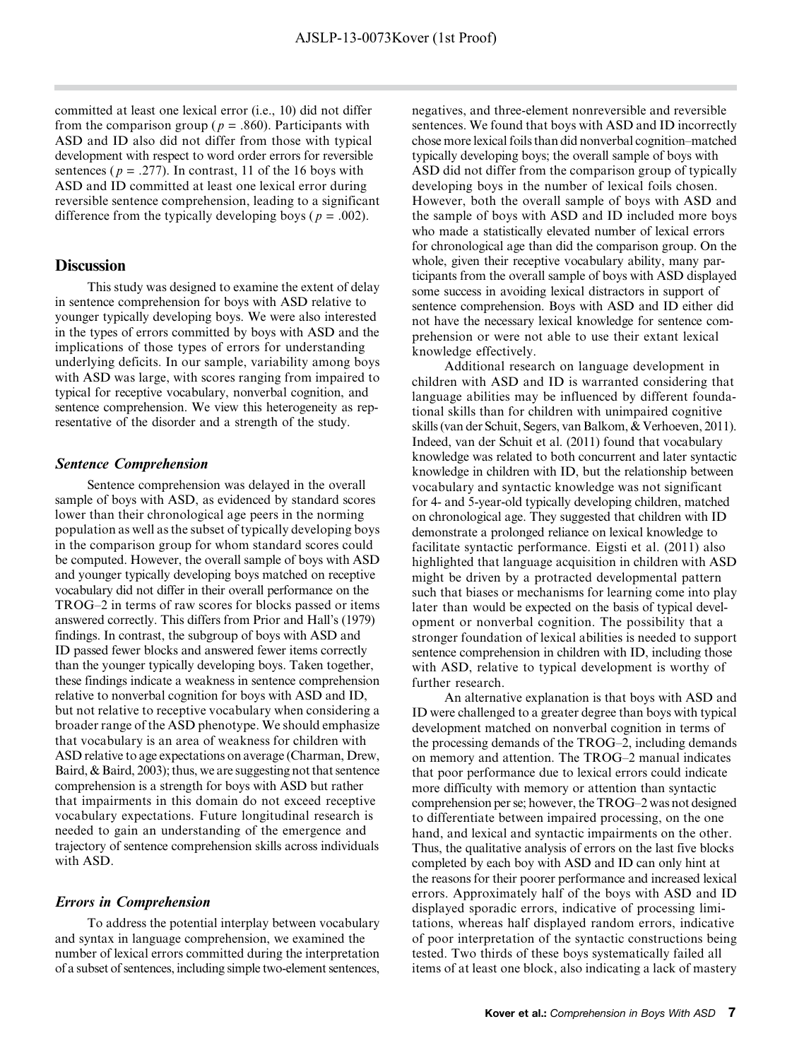committed at least one lexical error (i.e., 10) did not differ from the comparison group ($p = .860$). Participants with ASD and ID also did not differ from those with typical development with respect to word order errors for reversible sentences ($p = .277$). In contrast, 11 of the 16 boys with ASD and ID committed at least one lexical error during reversible sentence comprehension, leading to a significant difference from the typically developing boys ($p = .002$).

## Discussion

This study was designed to examine the extent of delay in sentence comprehension for boys with ASD relative to younger typically developing boys. We were also interested in the types of errors committed by boys with ASD and the implications of those types of errors for understanding underlying deficits. In our sample, variability among boys with ASD was large, with scores ranging from impaired to typical for receptive vocabulary, nonverbal cognition, and sentence comprehension. We view this heterogeneity as representative of the disorder and a strength of the study.

### *Sentence Comprehension*

Sentence comprehension was delayed in the overall sample of boys with ASD, as evidenced by standard scores lower than their chronological age peers in the norming population as well as the subset of typically developing boys in the comparison group for whom standard scores could be computed. However, the overall sample of boys with ASD and younger typically developing boys matched on receptive vocabulary did not differ in their overall performance on the TROG–2 in terms of raw scores for blocks passed or items answered correctly. This differs from Prior and Hall's (1979) findings. In contrast, the subgroup of boys with ASD and ID passed fewer blocks and answered fewer items correctly than the younger typically developing boys. Taken together, these findings indicate a weakness in sentence comprehension relative to nonverbal cognition for boys with ASD and ID, but not relative to receptive vocabulary when considering a broader range of the ASD phenotype. We should emphasize that vocabulary is an area of weakness for children with ASD relative to age expectations on average (Charman, Drew, Baird, & Baird, 2003); thus, we are suggesting not that sentence comprehension is a strength for boys with ASD but rather that impairments in this domain do not exceed receptive vocabulary expectations. Future longitudinal research is needed to gain an understanding of the emergence and trajectory of sentence comprehension skills across individuals with ASD.

### *Errors in Comprehension*

To address the potential interplay between vocabulary and syntax in language comprehension, we examined the number of lexical errors committed during the interpretation of a subset of sentences, including simple two-element sentences, negatives, and three-element nonreversible and reversible sentences. We found that boys with ASD and ID incorrectly chose more lexical foils than did nonverbal cognition–matched typically developing boys; the overall sample of boys with ASD did not differ from the comparison group of typically developing boys in the number of lexical foils chosen. However, both the overall sample of boys with ASD and the sample of boys with ASD and ID included more boys who made a statistically elevated number of lexical errors for chronological age than did the comparison group. On the whole, given their receptive vocabulary ability, many participants from the overall sample of boys with ASD displayed some success in avoiding lexical distractors in support of sentence comprehension. Boys with ASD and ID either did not have the necessary lexical knowledge for sentence comprehension or were not able to use their extant lexical knowledge effectively.

Additional research on language development in children with ASD and ID is warranted considering that language abilities may be influenced by different foundational skills than for children with unimpaired cognitive skills (van der Schuit, Segers, van Balkom, & Verhoeven, 2011). Indeed, van der Schuit et al. (2011) found that vocabulary knowledge was related to both concurrent and later syntactic knowledge in children with ID, but the relationship between vocabulary and syntactic knowledge was not significant for 4- and 5-year-old typically developing children, matched on chronological age. They suggested that children with ID demonstrate a prolonged reliance on lexical knowledge to facilitate syntactic performance. Eigsti et al. (2011) also highlighted that language acquisition in children with ASD might be driven by a protracted developmental pattern such that biases or mechanisms for learning come into play later than would be expected on the basis of typical development or nonverbal cognition. The possibility that a stronger foundation of lexical abilities is needed to support sentence comprehension in children with ID, including those with ASD, relative to typical development is worthy of further research.

An alternative explanation is that boys with ASD and ID were challenged to a greater degree than boys with typical development matched on nonverbal cognition in terms of the processing demands of the TROG–2, including demands on memory and attention. The TROG–2 manual indicates that poor performance due to lexical errors could indicate more difficulty with memory or attention than syntactic comprehension per se; however, the TROG–2 was not designed to differentiate between impaired processing, on the one hand, and lexical and syntactic impairments on the other. Thus, the qualitative analysis of errors on the last five blocks completed by each boy with ASD and ID can only hint at the reasons for their poorer performance and increased lexical errors. Approximately half of the boys with ASD and ID displayed sporadic errors, indicative of processing limitations, whereas half displayed random errors, indicative of poor interpretation of the syntactic constructions being tested. Two thirds of these boys systematically failed all items of at least one block, also indicating a lack of mastery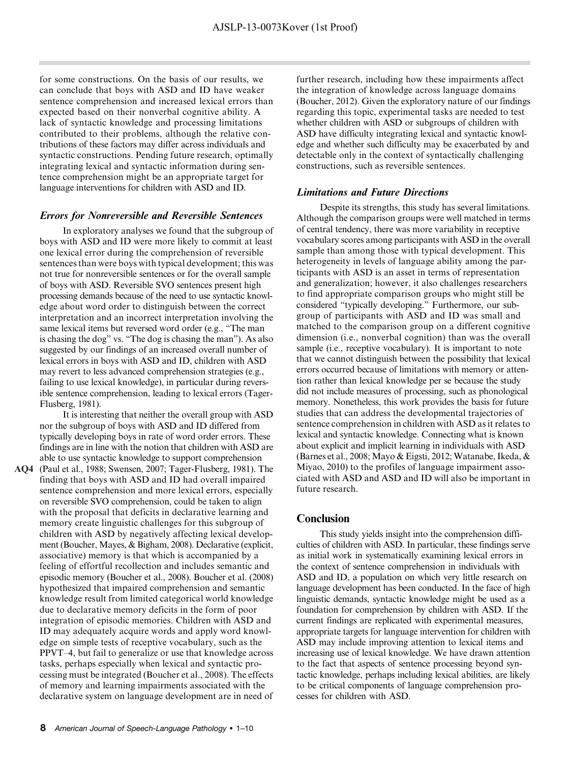for some constructions. On the basis of our results, we can conclude that boys with ASD and ID have weaker sentence comprehension and increased lexical errors than expected based on their nonverbal cognitive ability. A lack of syntactic knowledge and processing limitations contributed to their problems, although the relative contributions of these factors may differ across individuals and syntactic constructions. Pending future research, optimally integrating lexical and syntactic information during sentence comprehension might be an appropriate target for language interventions for children with ASD and ID.

### *Errors for Nonreversible and Reversible Sentences*

In exploratory analyses we found that the subgroup of boys with ASD and ID were more likely to commit at least one lexical error during the comprehension of reversible sentences than were boys with typical development; this was not true for nonreversible sentences or for the overall sample of boys with ASD. Reversible SVO sentences present high processing demands because of the need to use syntactic knowledge about word order to distinguish between the correct interpretation and an incorrect interpretation involving the same lexical items but reversed word order (e.g., "The man is chasing the dog" vs. "The dog is chasing the man"). As also suggested by our findings of an increased overall number of lexical errors in boys with ASD and ID, children with ASD may revert to less advanced comprehension strategies (e.g., failing to use lexical knowledge), in particular during reversible sentence comprehension, leading to lexical errors (Tager-Flusberg, 1981).

It is interesting that neither the overall group with ASD nor the subgroup of boys with ASD and ID differed from typically developing boys in rate of word order errors. These findings are in line with the notion that children with ASD are able to use syntactic knowledge to support comprehension (Paul et al., 1988; Swensen, 2007; Tager-Flusberg, 1981). The finding that boys with ASD and ID had overall impaired sentence comprehension and more lexical errors, especially on reversible SVO comprehension, could be taken to align with the proposal that deficits in declarative learning and memory create linguistic challenges for this subgroup of children with ASD by negatively affecting lexical development (Boucher, Mayes, & Bigham, 2008). Declarative (explicit, associative) memory is that which is accompanied by a feeling of effortful recollection and includes semantic and episodic memory (Boucher et al., 2008). Boucher et al. (2008) hypothesized that impaired comprehension and semantic knowledge result from limited categorical world knowledge due to declarative memory deficits in the form of poor integration of episodic memories. Children with ASD and ID may adequately acquire words and apply word knowledge on simple tests of receptive vocabulary, such as the PPVT–4, but fail to generalize or use that knowledge across tasks, perhaps especially when lexical and syntactic processing must be integrated (Boucher et al., 2008). The effects of memory and learning impairments associated with the declarative system on language development are in need of further research, including how these impairments affect the integration of knowledge across language domains (Boucher, 2012). Given the exploratory nature of our findings regarding this topic, experimental tasks are needed to test whether children with ASD or subgroups of children with ASD have difficulty integrating lexical and syntactic knowledge and whether such difficulty may be exacerbated by and detectable only in the context of syntactically challenging constructions, such as reversible sentences.

### *Limitations and Future Directions*

Despite its strengths, this study has several limitations. Although the comparison groups were well matched in terms of central tendency, there was more variability in receptive vocabulary scores among participants with ASD in the overall sample than among those with typical development. This heterogeneity in levels of language ability among the participants with ASD is an asset in terms of representation and generalization; however, it also challenges researchers to find appropriate comparison groups who might still be considered "typically developing." Furthermore, our subgroup of participants with ASD and ID was small and matched to the comparison group on a different cognitive dimension (i.e., nonverbal cognition) than was the overall sample (i.e., receptive vocabulary). It is important to note that we cannot distinguish between the possibility that lexical errors occurred because of limitations with memory or attention rather than lexical knowledge per se because the study did not include measures of processing, such as phonological memory. Nonetheless, this work provides the basis for future studies that can address the developmental trajectories of sentence comprehension in children with ASD as it relates to lexical and syntactic knowledge. Connecting what is known about explicit and implicit learning in individuals with ASD (Barnes et al., 2008; Mayo & Eigsti, 2012; Watanabe, Ikeda, & Miyao, 2010) to the profiles of language impairment associated with ASD and ASD and ID will also be important in future research.

## Conclusion

This study yields insight into the comprehension difficulties of children with ASD. In particular, these findings serve as initial work in systematically examining lexical errors in the context of sentence comprehension in individuals with ASD and ID, a population on which very little research on language development has been conducted. In the face of high linguistic demands, syntactic knowledge might be used as a foundation for comprehension by children with ASD. If the current findings are replicated with experimental measures, appropriate targets for language intervention for children with ASD may include improving attention to lexical items and increasing use of lexical knowledge. We have drawn attention to the fact that aspects of sentence processing beyond syntactic knowledge, perhaps including lexical abilities, are likely to be critical components of language comprehension processes for children with ASD.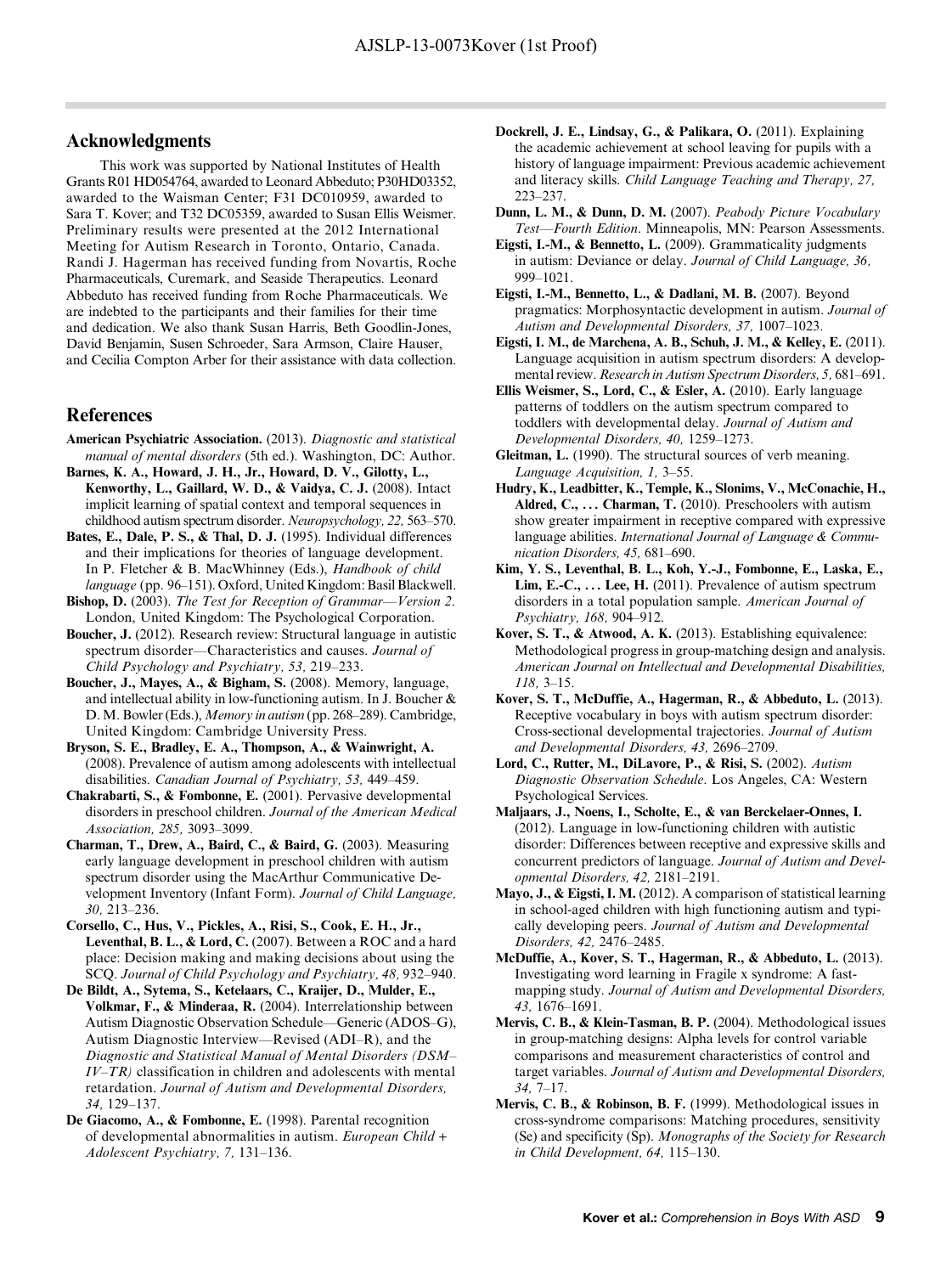## Acknowledgments

This work was supported by National Institutes of Health Grants R01 HD054764, awarded to Leonard Abbeduto; P30HD03352, awarded to the Waisman Center; F31 DC010959, awarded to Sara T. Kover; and T32 DC05359, awarded to Susan Ellis Weismer. Preliminary results were presented at the 2012 International Meeting for Autism Research in Toronto, Ontario, Canada. Randi J. Hagerman has received funding from Novartis, Roche Pharmaceuticals, Curemark, and Seaside Therapeutics. Leonard Abbeduto has received funding from Roche Pharmaceuticals. We are indebted to the participants and their families for their time and dedication. We also thank Susan Harris, Beth Goodlin-Jones, David Benjamin, Susen Schroeder, Sara Armson, Claire Hauser, and Cecilia Compton Arber for their assistance with data collection.

## References

**American Psychiatric Association.** (2013). *Diagnostic and statistical manual of mental disorders* (5th ed.). Washington, DC: Author.

**Barnes, K. A., Howard, J. H., Jr., Howard, D. V., Gilotty, L., Kenworthy, L., Gaillard, W. D., & Vaidya, C. J.** (2008). Intact implicit learning of spatial context and temporal sequences in childhood autism spectrum disorder. *Neuropsychology, 22,* 563–570.

**Bates, E., Dale, P. S., & Thal, D. J.** (1995). Individual differences and their implications for theories of language development. In P. Fletcher & B. MacWhinney (Eds.), *Handbook of child language* (pp. 96–151). Oxford, United Kingdom: Basil Blackwell.

**Bishop, D.** (2003). *The Test for Reception of Grammar—Version 2.* London, United Kingdom: The Psychological Corporation.

**Boucher, J.** (2012). Research review: Structural language in autistic spectrum disorder—Characteristics and causes. *Journal of Child Psychology and Psychiatry, 53,* 219–233.

**Boucher, J., Mayes, A., & Bigham, S.** (2008). Memory, language, and intellectual ability in low-functioning autism. In J. Boucher & D. M. Bowler (Eds.), *Memory in autism* (pp. 268–289). Cambridge, United Kingdom: Cambridge University Press.

**Bryson, S. E., Bradley, E. A., Thompson, A., & Wainwright, A.** (2008). Prevalence of autism among adolescents with intellectual disabilities. *Canadian Journal of Psychiatry, 53,* 449–459.

**Chakrabarti, S., & Fombonne, E.** (2001). Pervasive developmental disorders in preschool children. *Journal of the American Medical Association, 285,* 3093–3099.

**Charman, T., Drew, A., Baird, C., & Baird, G.** (2003). Measuring early language development in preschool children with autism spectrum disorder using the MacArthur Communicative Development Inventory (Infant Form). *Journal of Child Language, 30,* 213–236.

**Corsello, C., Hus, V., Pickles, A., Risi, S., Cook, E. H., Jr., Leventhal, B. L., & Lord, C.** (2007). Between a ROC and a hard place: Decision making and making decisions about using the SCQ. *Journal of Child Psychology and Psychiatry, 48,* 932–940.

**De Bildt, A., Sytema, S., Ketelaars, C., Kraijer, D., Mulder, E., Volkmar, F., & Minderaa, R.** (2004). Interrelationship between Autism Diagnostic Observation Schedule—Generic (ADOS–G), Autism Diagnostic Interview—Revised (ADI–R), and the *Diagnostic and Statistical Manual of Mental Disorders (DSM–IV–TR)* classification in children and adolescents with mental retardation. *Journal of Autism and Developmental Disorders, 34,* 129–137.

**De Giacomo, A., & Fombonne, E.** (1998). Parental recognition of developmental abnormalities in autism. *European Child + Adolescent Psychiatry, 7,* 131–136.

**Dockrell, J. E., Lindsay, G., & Palikara, O.** (2011). Explaining the academic achievement at school leaving for pupils with a history of language impairment: Previous academic achievement and literacy skills. *Child Language Teaching and Therapy, 27,* 223–237.

**Dunn, L. M., & Dunn, D. M.** (2007). *Peabody Picture Vocabulary Test—Fourth Edition.* Minneapolis, MN: Pearson Assessments.

**Eigsti, I.-M., & Bennetto, L.** (2009). Grammaticality judgments in autism: Deviance or delay. *Journal of Child Language, 36,* 999–1021.

**Eigsti, I.-M., Bennetto, L., & Dadlani, M. B.** (2007). Beyond pragmatics: Morphosyntactic development in autism. *Journal of Autism and Developmental Disorders, 37,* 1007–1023.

**Eigsti, I. M., de Marchena, A. B., Schuh, J. M., & Kelley, E.** (2011). Language acquisition in autism spectrum disorders: A developmental review. *Research in Autism Spectrum Disorders, 5,* 681–691.

**Ellis Weismer, S., Lord, C., & Esler, A.** (2010). Early language patterns of toddlers on the autism spectrum compared to toddlers with developmental delay. *Journal of Autism and Developmental Disorders, 40,* 1259–1273.

**Gleitman, L.** (1990). The structural sources of verb meaning. *Language Acquisition, 1,* 3–55.

**Hudry, K., Leadbitter, K., Temple, K., Slonims, V., McConachie, H., Aldred, C., . . . Charman, T.** (2010). Preschoolers with autism show greater impairment in receptive compared with expressive language abilities. *International Journal of Language & Communication Disorders, 45,* 681–690.

**Kim, Y. S., Leventhal, B. L., Koh, Y.-J., Fombonne, E., Laska, E., Lim, E.-C., . . . Lee, H.** (2011). Prevalence of autism spectrum disorders in a total population sample. *American Journal of Psychiatry, 168,* 904–912.

**Kover, S. T., & Atwood, A. K.** (2013). Establishing equivalence: Methodological progress in group-matching design and analysis. *American Journal on Intellectual and Developmental Disabilities, 118,* 3–15.

**Kover, S. T., McDuffie, A., Hagerman, R., & Abbeduto, L.** (2013). Receptive vocabulary in boys with autism spectrum disorder: Cross-sectional developmental trajectories. *Journal of Autism and Developmental Disorders, 43,* 2696–2709.

**Lord, C., Rutter, M., DiLavore, P., & Risi, S.** (2002). *Autism Diagnostic Observation Schedule.* Los Angeles, CA: Western Psychological Services.

**Maljaars, J., Noens, I., Scholte, E., & van Berckelaer-Onnes, I.** (2012). Language in low-functioning children with autistic disorder: Differences between receptive and expressive skills and concurrent predictors of language. *Journal of Autism and Developmental Disorders, 42,* 2181–2191.

**Mayo, J., & Eigsti, I. M.** (2012). A comparison of statistical learning in school-aged children with high functioning autism and typically developing peers. *Journal of Autism and Developmental Disorders, 42,* 2476–2485.

**McDuffie, A., Kover, S. T., Hagerman, R., & Abbeduto, L.** (2013). Investigating word learning in Fragile x syndrome: A fast-mapping study. *Journal of Autism and Developmental Disorders, 43,* 1676–1691.

**Mervis, C. B., & Klein-Tasman, B. P.** (2004). Methodological issues in group-matching designs: Alpha levels for control variable comparisons and measurement characteristics of control and target variables. *Journal of Autism and Developmental Disorders, 34,* 7–17.

**Mervis, C. B., & Robinson, B. F.** (1999). Methodological issues in cross-syndrome comparisons: Matching procedures, sensitivity (Se) and specificity (Sp). *Monographs of the Society for Research in Child Development, 64,* 115–130.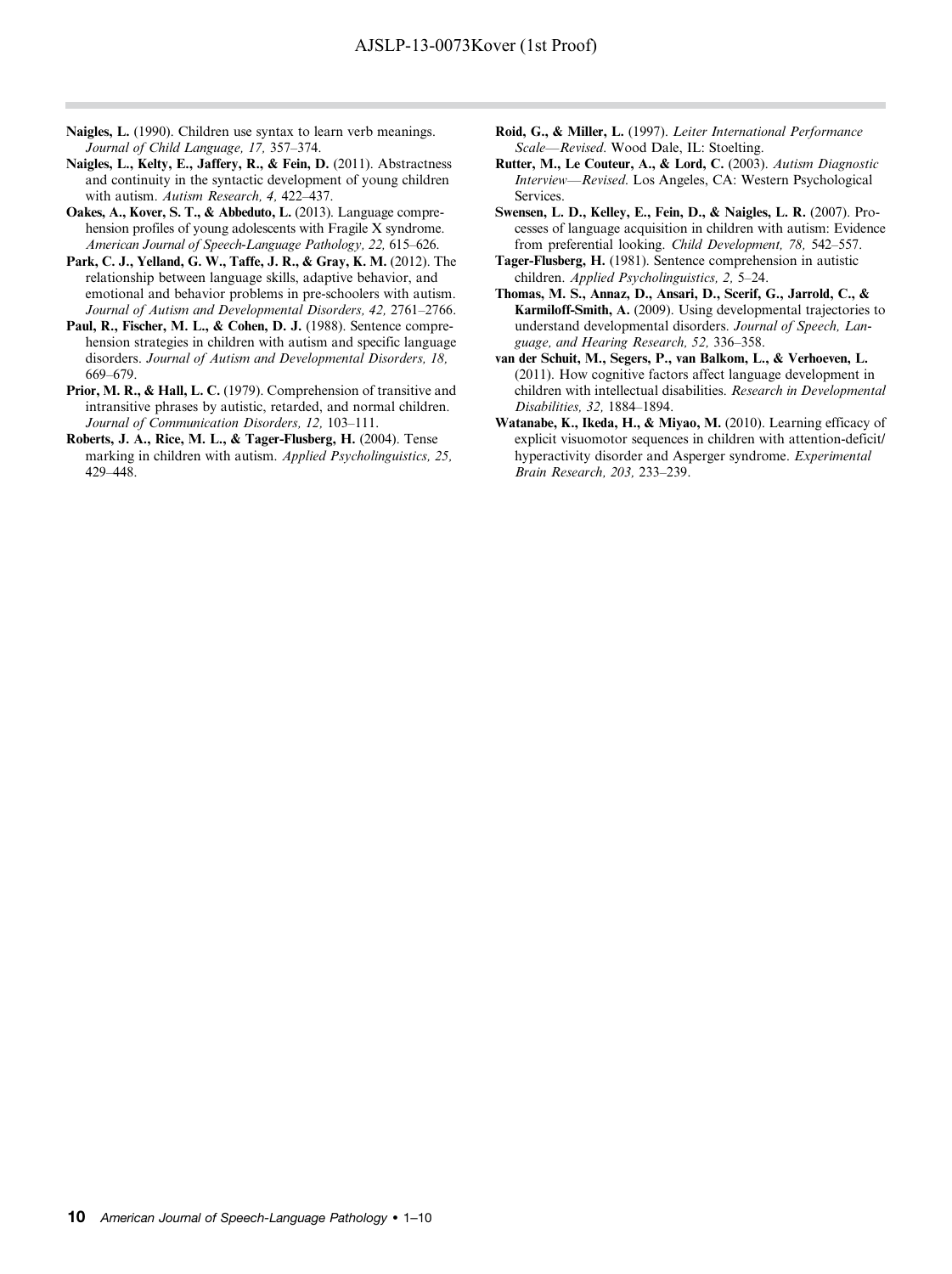**Naigles, L.** (1990). Children use syntax to learn verb meanings. *Journal of Child Language, 17,* 357–374.

**Naigles, L., Kelty, E., Jaffery, R., & Fein, D.** (2011). Abstractness and continuity in the syntactic development of young children with autism. *Autism Research, 4,* 422–437.

**Oakes, A., Kover, S. T., & Abbeduto, L.** (2013). Language comprehension profiles of young adolescents with Fragile X syndrome. *American Journal of Speech-Language Pathology, 22,* 615–626.

**Park, C. J., Yelland, G. W., Taffe, J. R., & Gray, K. M.** (2012). The relationship between language skills, adaptive behavior, and emotional and behavior problems in pre-schoolers with autism. *Journal of Autism and Developmental Disorders, 42,* 2761–2766.

**Paul, R., Fischer, M. L., & Cohen, D. J.** (1988). Sentence comprehension strategies in children with autism and specific language disorders. *Journal of Autism and Developmental Disorders, 18,* 669–679.

**Prior, M. R., & Hall, L. C.** (1979). Comprehension of transitive and intransitive phrases by autistic, retarded, and normal children. *Journal of Communication Disorders, 12,* 103–111.

**Roberts, J. A., Rice, M. L., & Tager-Flusberg, H.** (2004). Tense marking in children with autism. *Applied Psycholinguistics, 25,* 429–448.

**Roid, G., & Miller, L.** (1997). *Leiter International Performance Scale—Revised*. Wood Dale, IL: Stoelting.

**Rutter, M., Le Couteur, A., & Lord, C.** (2003). *Autism Diagnostic Interview—Revised*. Los Angeles, CA: Western Psychological Services.

**Swensen, L. D., Kelley, E., Fein, D., & Naigles, L. R.** (2007). Processes of language acquisition in children with autism: Evidence from preferential looking. *Child Development, 78,* 542–557.

**Tager-Flusberg, H.** (1981). Sentence comprehension in autistic children. *Applied Psycholinguistics, 2,* 5–24.

**Thomas, M. S., Annaz, D., Ansari, D., Scerif, G., Jarrold, C., & Karmiloff-Smith, A.** (2009). Using developmental trajectories to understand developmental disorders. *Journal of Speech, Language, and Hearing Research, 52,* 336–358.

**van der Schuit, M., Segers, P., van Balkom, L., & Verhoeven, L.** (2011). How cognitive factors affect language development in children with intellectual disabilities. *Research in Developmental Disabilities, 32,* 1884–1894.

**Watanabe, K., Ikeda, H., & Miyao, M.** (2010). Learning efficacy of explicit visuomotor sequences in children with attention-deficit/hyperactivity disorder and Asperger syndrome. *Experimental Brain Research, 203,* 233–239.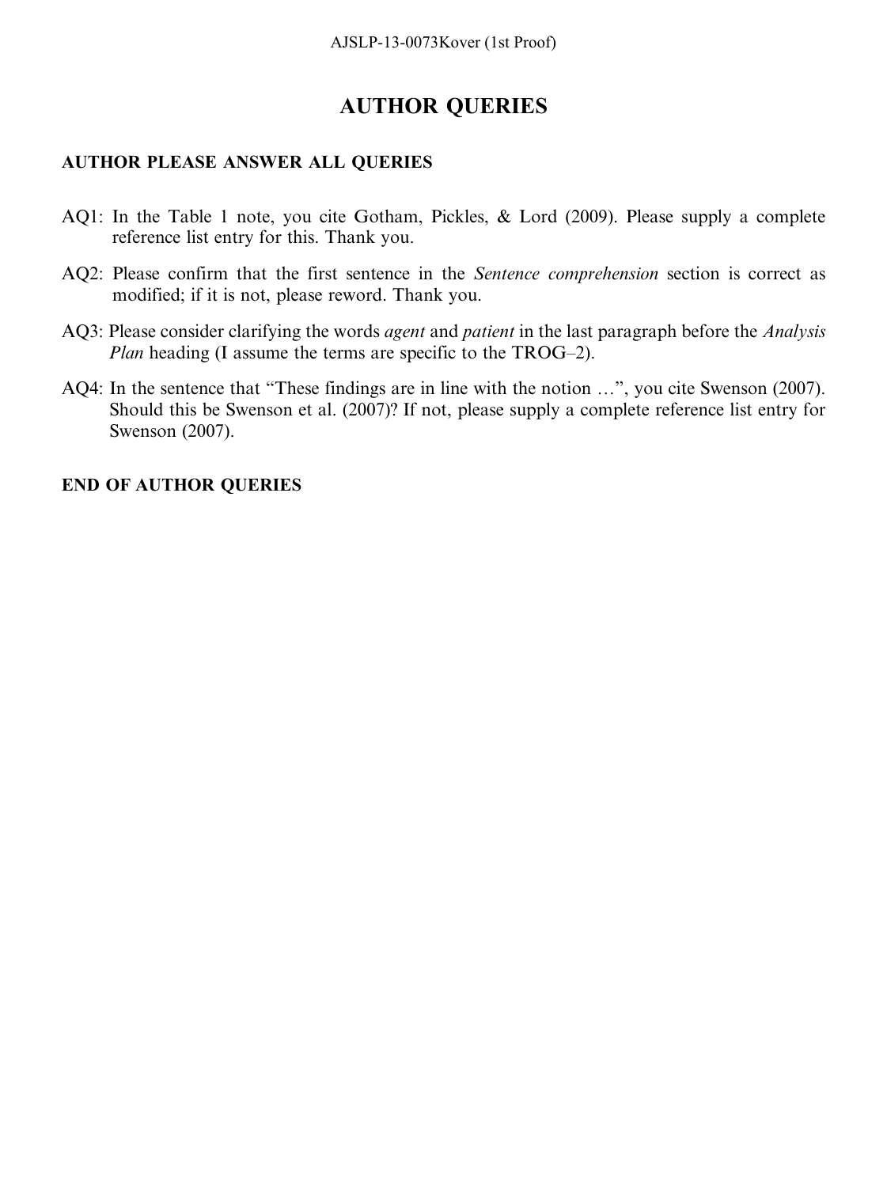# AUTHOR QUERIES

**AUTHOR PLEASE ANSWER ALL QUERIES**

AQ1: In the Table 1 note, you cite Gotham, Pickles, & Lord (2009). Please supply a complete reference list entry for this. Thank you.

AQ2: Please confirm that the first sentence in the *Sentence comprehension* section is correct as modified; if it is not, please reword. Thank you.

AQ3: Please consider clarifying the words *agent* and *patient* in the last paragraph before the *Analysis Plan* heading (I assume the terms are specific to the TROG–2).

AQ4: In the sentence that "These findings are in line with the notion …", you cite Swenson (2007). Should this be Swenson et al. (2007)? If not, please supply a complete reference list entry for Swenson (2007).

**END OF AUTHOR QUERIES**